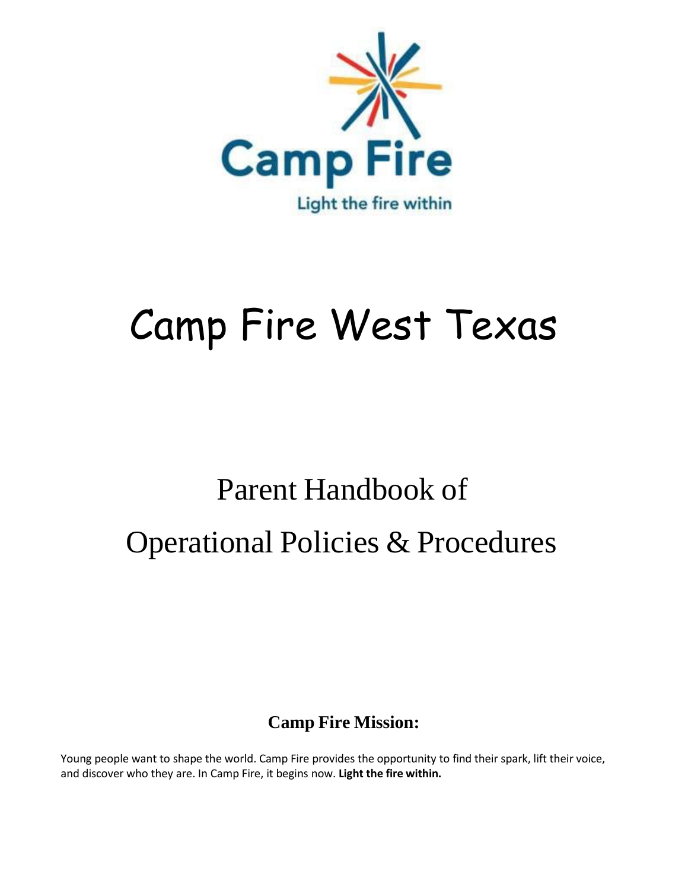# Camp Fire West Texas

## Parent Handbook of Operational Policies & Procedures

**Camp Fire Mission:**

Young people want to shape the world. Camp Fire provides the opportunity to find their spark, lift their voice, and discover who they are. In Camp Fire, it begins now. **Light the fire within.**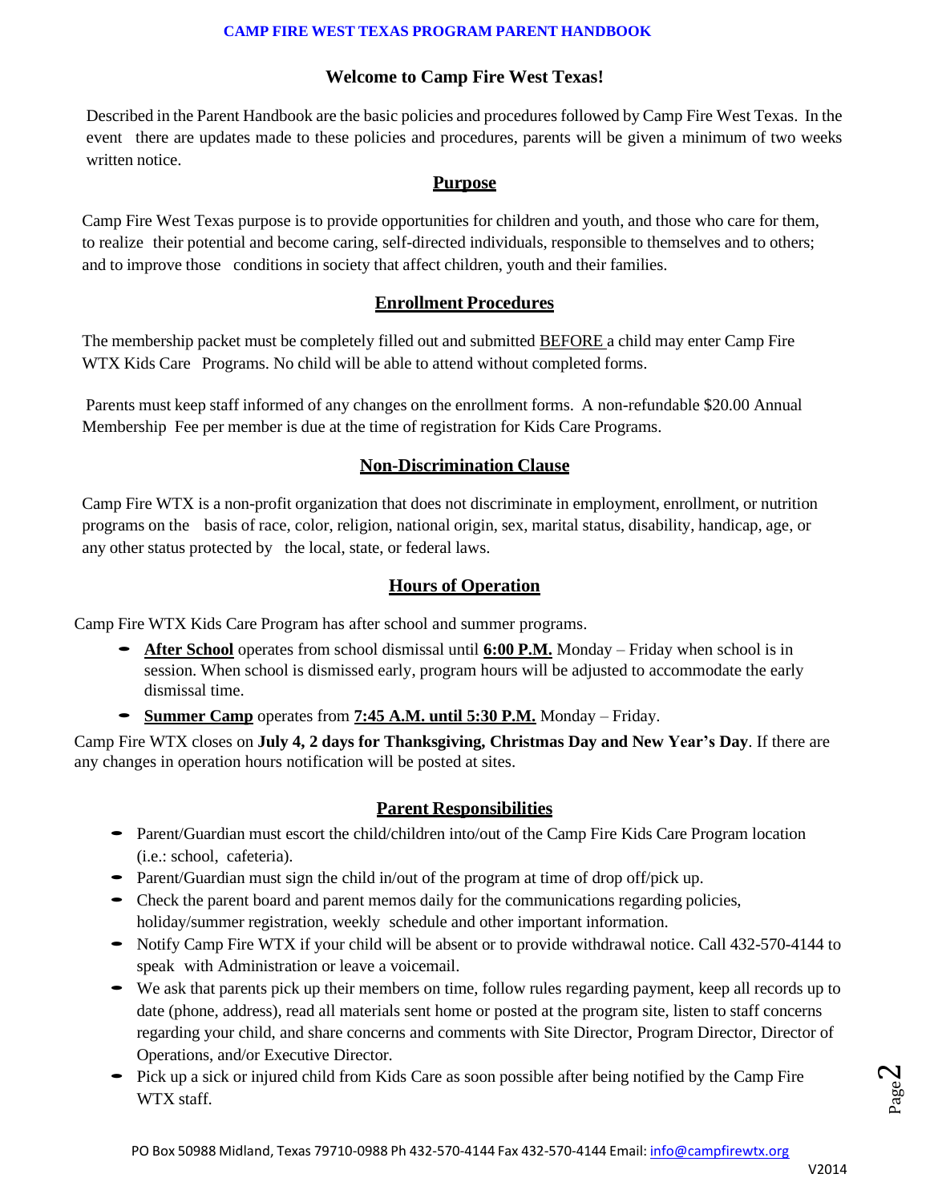## Welcome to Camp Fire West Texas!

Described in the Parent Handbook are the basic policies and procedures followed by Camp Fire West Texas. In the event there are updates made to these policies and procedures, parents will be given a minimum of two weeks written notice.

### Purpose

Camp Fire West Texas purpose is to provide opportunities for children and youth, and those who care for them, to realize their potential and become caring, self-directed individuals, responsible to themselves and to others; and to improve those conditions in society that affect children, youth and their families.

### Enrollment Procedures

The membership packet must be completely filled out and submitted BEFORE a child may enter Camp Fire WTX Kids Care Programs. No child will be able to attend without completed forms.

Parents must keep staff informed of any changes on the enrollment forms. A non-refundable $20.00 Annual Membership Fee per member is due at the time of registration for Kids Care Programs.

### Non-Discrimination Clause

Camp Fire WTX is a non-profit organization that does not discriminate in employment, enrollment, or nutrition programs on the basis of race, color, religion, national origin, sex, marital status, disability, handicap, age, or any other status protected by the local, state, or federal laws.

### Hours of Operation

Camp Fire WTX Kids Care Program has after school and summer programs.

- **After School** operates from school dismissal until **6:00 P.M.** Monday – Friday when school is in session. When school is dismissed early, program hours will be adjusted to accommodate the early dismissal time.
- **Summer Camp** operates from **7:45 A.M. until 5:30 P.M.** Monday – Friday.

Camp Fire WTX closes on **July 4, 2 days for Thanksgiving, Christmas Day and New Year's Day**. If there are any changes in operation hours notification will be posted at sites.

### Parent Responsibilities

- Parent/Guardian must escort the child/children into/out of the Camp Fire Kids Care Program location (i.e.: school, cafeteria).
- Parent/Guardian must sign the child in/out of the program at time of drop off/pick up.
- Check the parent board and parent memos daily for the communications regarding policies, holiday/summer registration, weekly schedule and other important information.
- Notify Camp Fire WTX if your child will be absent or to provide withdrawal notice. Call 432-570-4144 to speak with Administration or leave a voicemail.
- We ask that parents pick up their members on time, follow rules regarding payment, keep all records up to date (phone, address), read all materials sent home or posted at the program site, listen to staff concerns regarding your child, and share concerns and comments with Site Director, Program Director, Director of Operations, and/or Executive Director.
- Pick up a sick or injured child from Kids Care as soon possible after being notified by the Camp Fire WTX staff.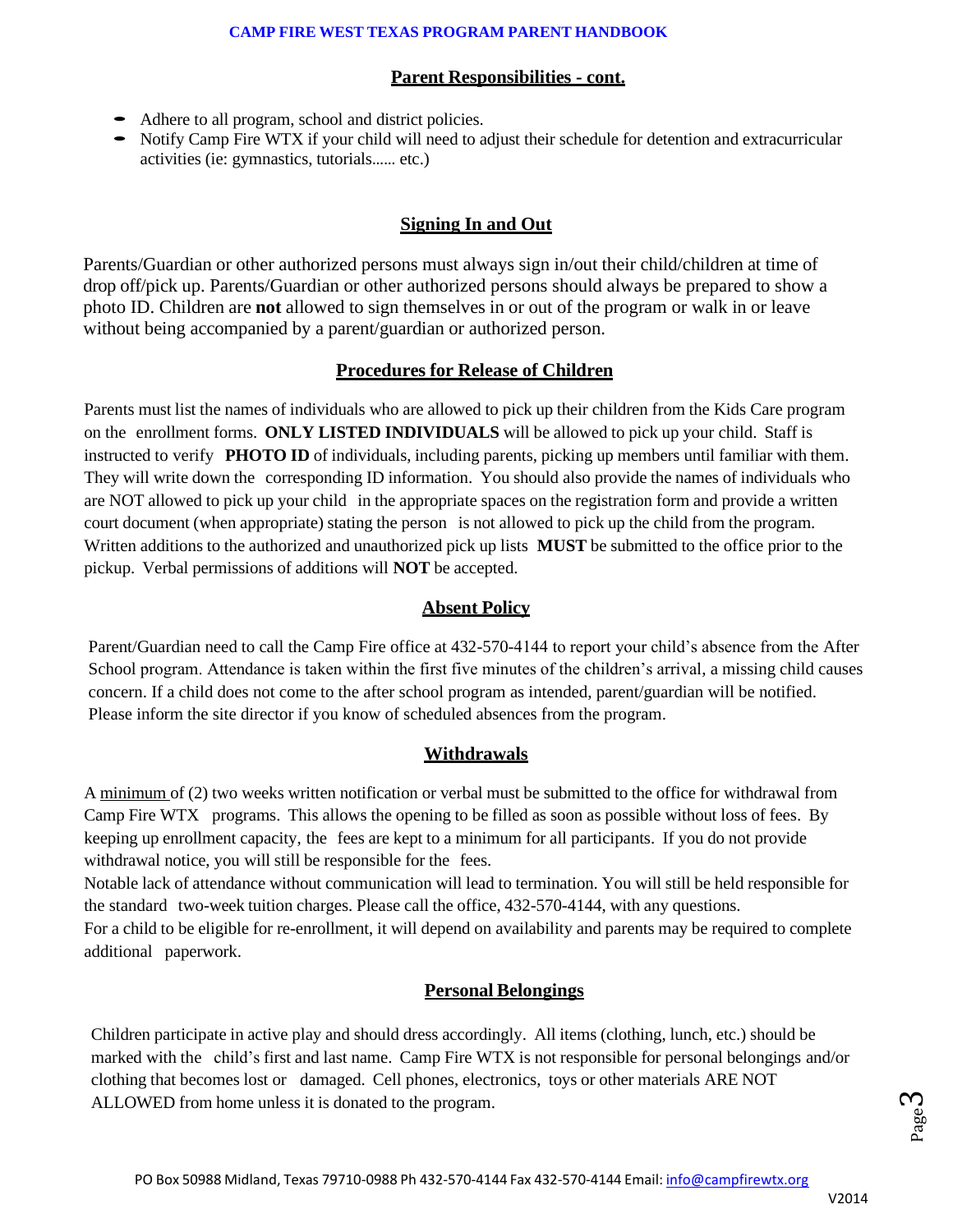## Parent Responsibilities - cont.

- Adhere to all program, school and district policies.
- Notify Camp Fire WTX if your child will need to adjust their schedule for detention and extracurricular activities (ie: gymnastics, tutorials...... etc.)

## Signing In and Out

Parents/Guardian or other authorized persons must always sign in/out their child/children at time of drop off/pick up. Parents/Guardian or other authorized persons should always be prepared to show a photo ID. Children are **not** allowed to sign themselves in or out of the program or walk in or leave without being accompanied by a parent/guardian or authorized person.

## Procedures for Release of Children

Parents must list the names of individuals who are allowed to pick up their children from the Kids Care program on the enrollment forms. **ONLY LISTED INDIVIDUALS** will be allowed to pick up your child. Staff is instructed to verify **PHOTO ID** of individuals, including parents, picking up members until familiar with them. They will write down the corresponding ID information. You should also provide the names of individuals who are NOT allowed to pick up your child in the appropriate spaces on the registration form and provide a written court document (when appropriate) stating the person is not allowed to pick up the child from the program. Written additions to the authorized and unauthorized pick up lists **MUST** be submitted to the office prior to the pickup. Verbal permissions of additions will **NOT** be accepted.

## Absent Policy

Parent/Guardian need to call the Camp Fire office at 432-570-4144 to report your child's absence from the After School program. Attendance is taken within the first five minutes of the children's arrival, a missing child causes concern. If a child does not come to the after school program as intended, parent/guardian will be notified. Please inform the site director if you know of scheduled absences from the program.

## Withdrawals

A minimum of (2) two weeks written notification or verbal must be submitted to the office for withdrawal from Camp Fire WTX programs. This allows the opening to be filled as soon as possible without loss of fees. By keeping up enrollment capacity, the fees are kept to a minimum for all participants. If you do not provide withdrawal notice, you will still be responsible for the fees.

Notable lack of attendance without communication will lead to termination. You will still be held responsible for the standard two-week tuition charges. Please call the office, 432-570-4144, with any questions.

For a child to be eligible for re-enrollment, it will depend on availability and parents may be required to complete additional paperwork.

## Personal Belongings

Children participate in active play and should dress accordingly. All items (clothing, lunch, etc.) should be marked with the child's first and last name. Camp Fire WTX is not responsible for personal belongings and/or clothing that becomes lost or damaged. Cell phones, electronics, toys or other materials ARE NOT ALLOWED from home unless it is donated to the program.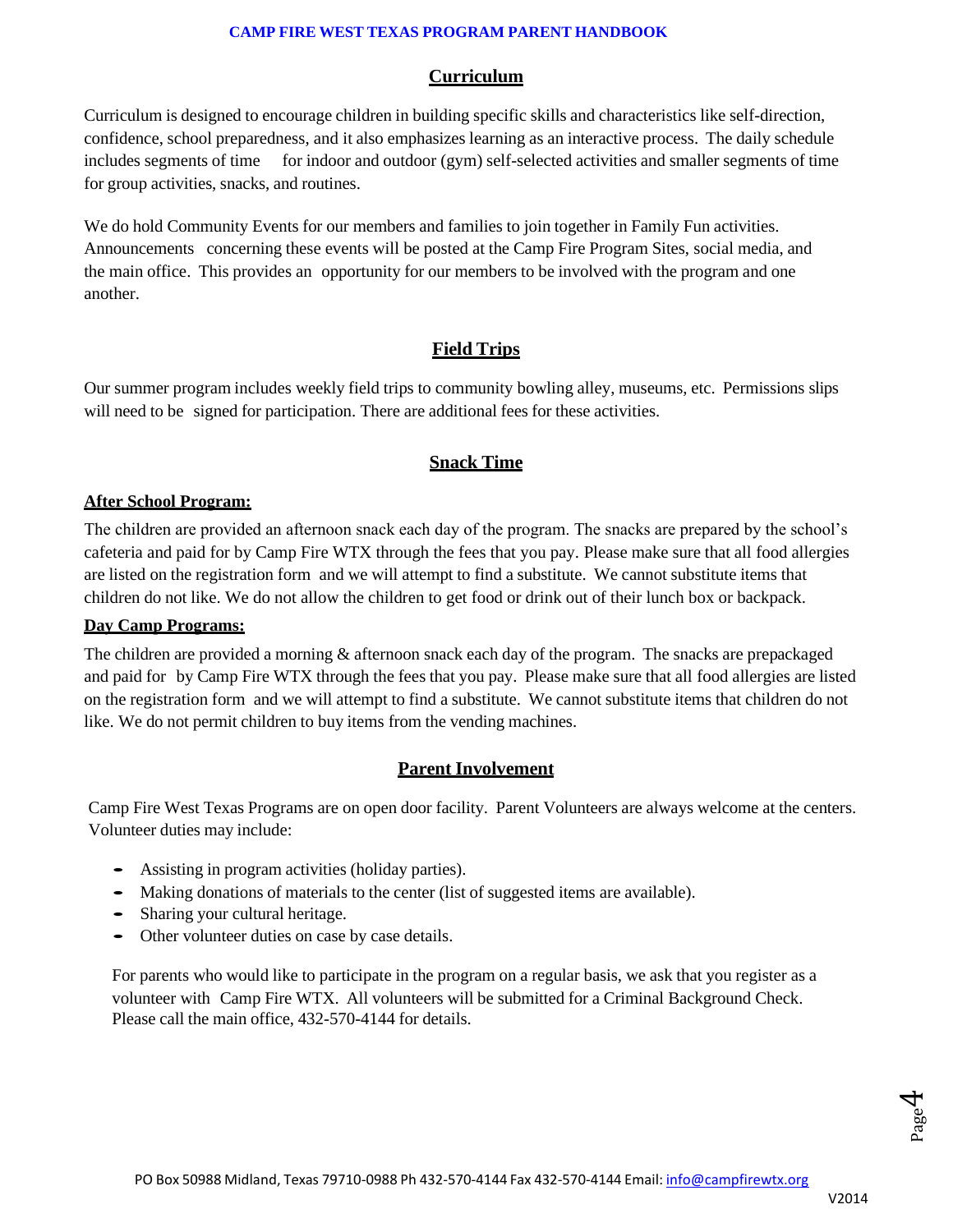## Curriculum

Curriculum is designed to encourage children in building specific skills and characteristics like self-direction, confidence, school preparedness, and it also emphasizes learning as an interactive process. The daily schedule includes segments of time for indoor and outdoor (gym) self-selected activities and smaller segments of time for group activities, snacks, and routines.

We do hold Community Events for our members and families to join together in Family Fun activities. Announcements concerning these events will be posted at the Camp Fire Program Sites, social media, and the main office. This provides an opportunity for our members to be involved with the program and one another.

## Field Trips

Our summer program includes weekly field trips to community bowling alley, museums, etc. Permissions slips will need to be signed for participation. There are additional fees for these activities.

## Snack Time

**After School Program:**

The children are provided an afternoon snack each day of the program. The snacks are prepared by the school's cafeteria and paid for by Camp Fire WTX through the fees that you pay. Please make sure that all food allergies are listed on the registration form and we will attempt to find a substitute. We cannot substitute items that children do not like. We do not allow the children to get food or drink out of their lunch box or backpack.

**Day Camp Programs:**

The children are provided a morning & afternoon snack each day of the program. The snacks are prepackaged and paid for by Camp Fire WTX through the fees that you pay. Please make sure that all food allergies are listed on the registration form and we will attempt to find a substitute. We cannot substitute items that children do not like. We do not permit children to buy items from the vending machines.

## Parent Involvement

Camp Fire West Texas Programs are on open door facility. Parent Volunteers are always welcome at the centers. Volunteer duties may include:

- Assisting in program activities (holiday parties).
- Making donations of materials to the center (list of suggested items are available).
- Sharing your cultural heritage.
- Other volunteer duties on case by case details.

For parents who would like to participate in the program on a regular basis, we ask that you register as a volunteer with Camp Fire WTX. All volunteers will be submitted for a Criminal Background Check. Please call the main office, 432-570-4144 for details.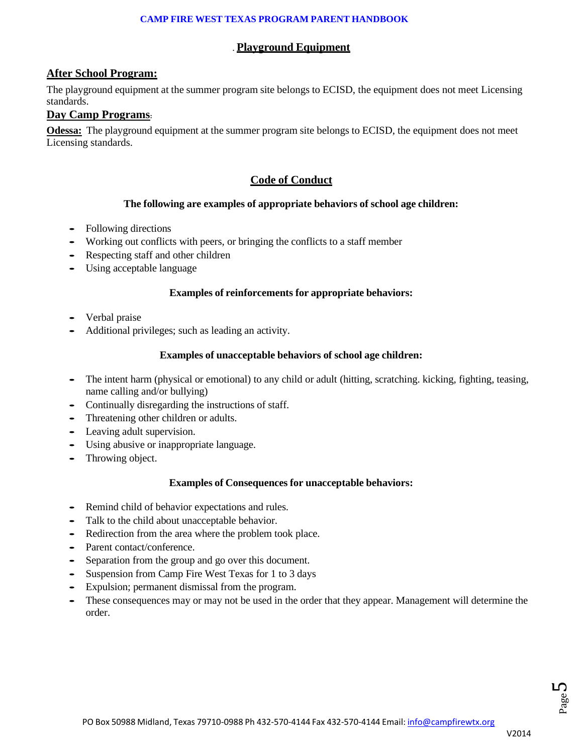## Playground Equipment

### After School Program:

The playground equipment at the summer program site belongs to ECISD, the equipment does not meet Licensing standards.

### Day Camp Programs:

**Odessa:** The playground equipment at the summer program site belongs to ECISD, the equipment does not meet Licensing standards.

## Code of Conduct

**The following are examples of appropriate behaviors of school age children:**

- Following directions
- Working out conflicts with peers, or bringing the conflicts to a staff member
- Respecting staff and other children
- Using acceptable language

**Examples of reinforcements for appropriate behaviors:**

- Verbal praise
- Additional privileges; such as leading an activity.

**Examples of unacceptable behaviors of school age children:**

- The intent harm (physical or emotional) to any child or adult (hitting, scratching. kicking, fighting, teasing, name calling and/or bullying)
- Continually disregarding the instructions of staff.
- Threatening other children or adults.
- Leaving adult supervision.
- Using abusive or inappropriate language.
- Throwing object.

**Examples of Consequences for unacceptable behaviors:**

- Remind child of behavior expectations and rules.
- Talk to the child about unacceptable behavior.
- Redirection from the area where the problem took place.
- Parent contact/conference.
- Separation from the group and go over this document.
- Suspension from Camp Fire West Texas for 1 to 3 days
- Expulsion; permanent dismissal from the program.
- These consequences may or may not be used in the order that they appear. Management will determine the order.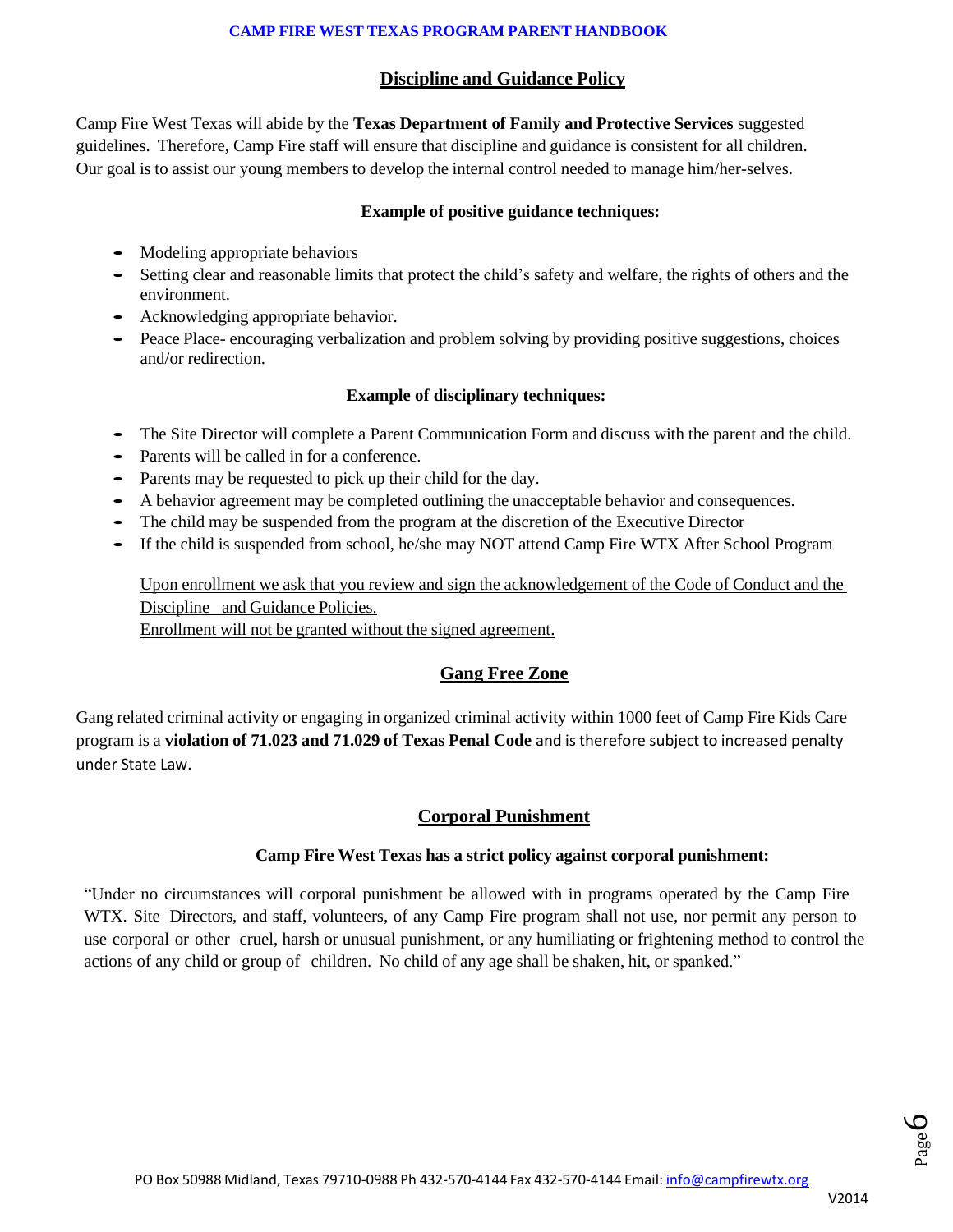## Discipline and Guidance Policy

Camp Fire West Texas will abide by the **Texas Department of Family and Protective Services** suggested guidelines. Therefore, Camp Fire staff will ensure that discipline and guidance is consistent for all children. Our goal is to assist our young members to develop the internal control needed to manage him/her-selves.

**Example of positive guidance techniques:**

- Modeling appropriate behaviors
- Setting clear and reasonable limits that protect the child's safety and welfare, the rights of others and the environment.
- Acknowledging appropriate behavior.
- Peace Place- encouraging verbalization and problem solving by providing positive suggestions, choices and/or redirection.

**Example of disciplinary techniques:**

- The Site Director will complete a Parent Communication Form and discuss with the parent and the child.
- Parents will be called in for a conference.
- Parents may be requested to pick up their child for the day.
- A behavior agreement may be completed outlining the unacceptable behavior and consequences.
- The child may be suspended from the program at the discretion of the Executive Director
- If the child is suspended from school, he/she may NOT attend Camp Fire WTX After School Program

Upon enrollment we ask that you review and sign the acknowledgement of the Code of Conduct and the Discipline and Guidance Policies.
Enrollment will not be granted without the signed agreement.

## Gang Free Zone

Gang related criminal activity or engaging in organized criminal activity within 1000 feet of Camp Fire Kids Care program is a **violation of 71.023 and 71.029 of Texas Penal Code** and is therefore subject to increased penalty under State Law.

## Corporal Punishment

**Camp Fire West Texas has a strict policy against corporal punishment:**

"Under no circumstances will corporal punishment be allowed with in programs operated by the Camp Fire WTX. Site Directors, and staff, volunteers, of any Camp Fire program shall not use, nor permit any person to use corporal or other cruel, harsh or unusual punishment, or any humiliating or frightening method to control the actions of any child or group of children. No child of any age shall be shaken, hit, or spanked."

PO Box 50988 Midland, Texas 79710-0988 Ph 432-570-4144 Fax 432-570-4144 Email: info@campfirewtx.org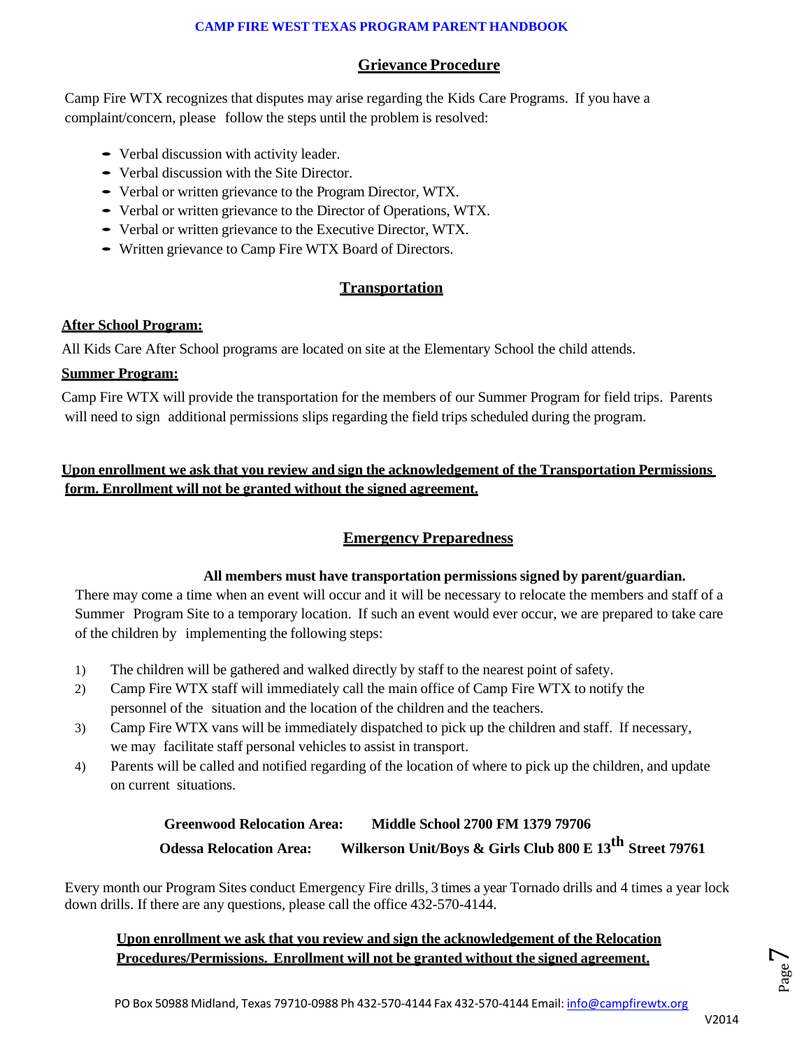## Grievance Procedure

Camp Fire WTX recognizes that disputes may arise regarding the Kids Care Programs. If you have a complaint/concern, please follow the steps until the problem is resolved:

- Verbal discussion with activity leader.
- Verbal discussion with the Site Director.
- Verbal or written grievance to the Program Director, WTX.
- Verbal or written grievance to the Director of Operations, WTX.
- Verbal or written grievance to the Executive Director, WTX.
- Written grievance to Camp Fire WTX Board of Directors.

## Transportation

### After School Program:

All Kids Care After School programs are located on site at the Elementary School the child attends.

### Summer Program:

Camp Fire WTX will provide the transportation for the members of our Summer Program for field trips. Parents will need to sign additional permissions slips regarding the field trips scheduled during the program.

**Upon enrollment we ask that you review and sign the acknowledgement of the Transportation Permissions form. Enrollment will not be granted without the signed agreement.**

## Emergency Preparedness

**All members must have transportation permissions signed by parent/guardian.**

There may come a time when an event will occur and it will be necessary to relocate the members and staff of a Summer Program Site to a temporary location. If such an event would ever occur, we are prepared to take care of the children by implementing the following steps:

1) The children will be gathered and walked directly by staff to the nearest point of safety.
2) Camp Fire WTX staff will immediately call the main office of Camp Fire WTX to notify the personnel of the situation and the location of the children and the teachers.
3) Camp Fire WTX vans will be immediately dispatched to pick up the children and staff. If necessary, we may facilitate staff personal vehicles to assist in transport.
4) Parents will be called and notified regarding of the location of where to pick up the children, and update on current situations.

**Greenwood Relocation Area: Middle School 2700 FM 1379 79706**

**Odessa Relocation Area: Wilkerson Unit/Boys & Girls Club 800 E 13th Street 79761**

Every month our Program Sites conduct Emergency Fire drills, 3 times a year Tornado drills and 4 times a year lock down drills. If there are any questions, please call the office 432-570-4144.

**Upon enrollment we ask that you review and sign the acknowledgement of the Relocation Procedures/Permissions. Enrollment will not be granted without the signed agreement.**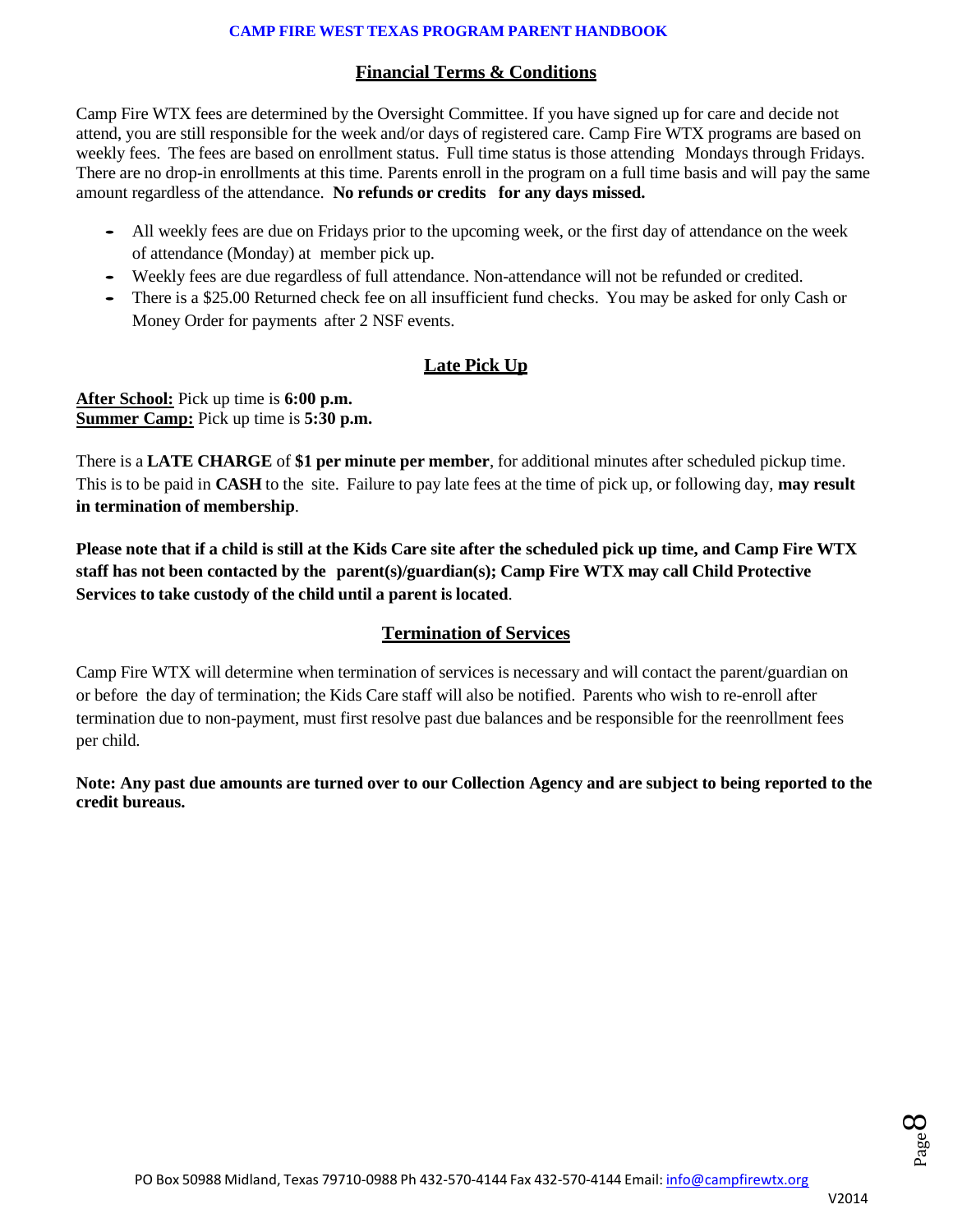## Financial Terms & Conditions

Camp Fire WTX fees are determined by the Oversight Committee. If you have signed up for care and decide not attend, you are still responsible for the week and/or days of registered care. Camp Fire WTX programs are based on weekly fees. The fees are based on enrollment status. Full time status is those attending Mondays through Fridays. There are no drop-in enrollments at this time. Parents enroll in the program on a full time basis and will pay the same amount regardless of the attendance. **No refunds or credits for any days missed.**

- All weekly fees are due on Fridays prior to the upcoming week, or the first day of attendance on the week of attendance (Monday) at member pick up.
- Weekly fees are due regardless of full attendance. Non-attendance will not be refunded or credited.
- There is a $25.00 Returned check fee on all insufficient fund checks. You may be asked for only Cash or Money Order for payments after 2 NSF events.

## Late Pick Up

**After School:** Pick up time is **6:00 p.m.**
**Summer Camp:** Pick up time is **5:30 p.m.**

There is a **LATE CHARGE** of **$1 per minute per member**, for additional minutes after scheduled pickup time. This is to be paid in **CASH** to the site. Failure to pay late fees at the time of pick up, or following day, **may result in termination of membership**.

**Please note that if a child is still at the Kids Care site after the scheduled pick up time, and Camp Fire WTX staff has not been contacted by the parent(s)/guardian(s); Camp Fire WTX may call Child Protective Services to take custody of the child until a parent is located**.

## Termination of Services

Camp Fire WTX will determine when termination of services is necessary and will contact the parent/guardian on or before the day of termination; the Kids Care staff will also be notified. Parents who wish to re-enroll after termination due to non-payment, must first resolve past due balances and be responsible for the reenrollment fees per child.

**Note: Any past due amounts are turned over to our Collection Agency and are subject to being reported to the credit bureaus.**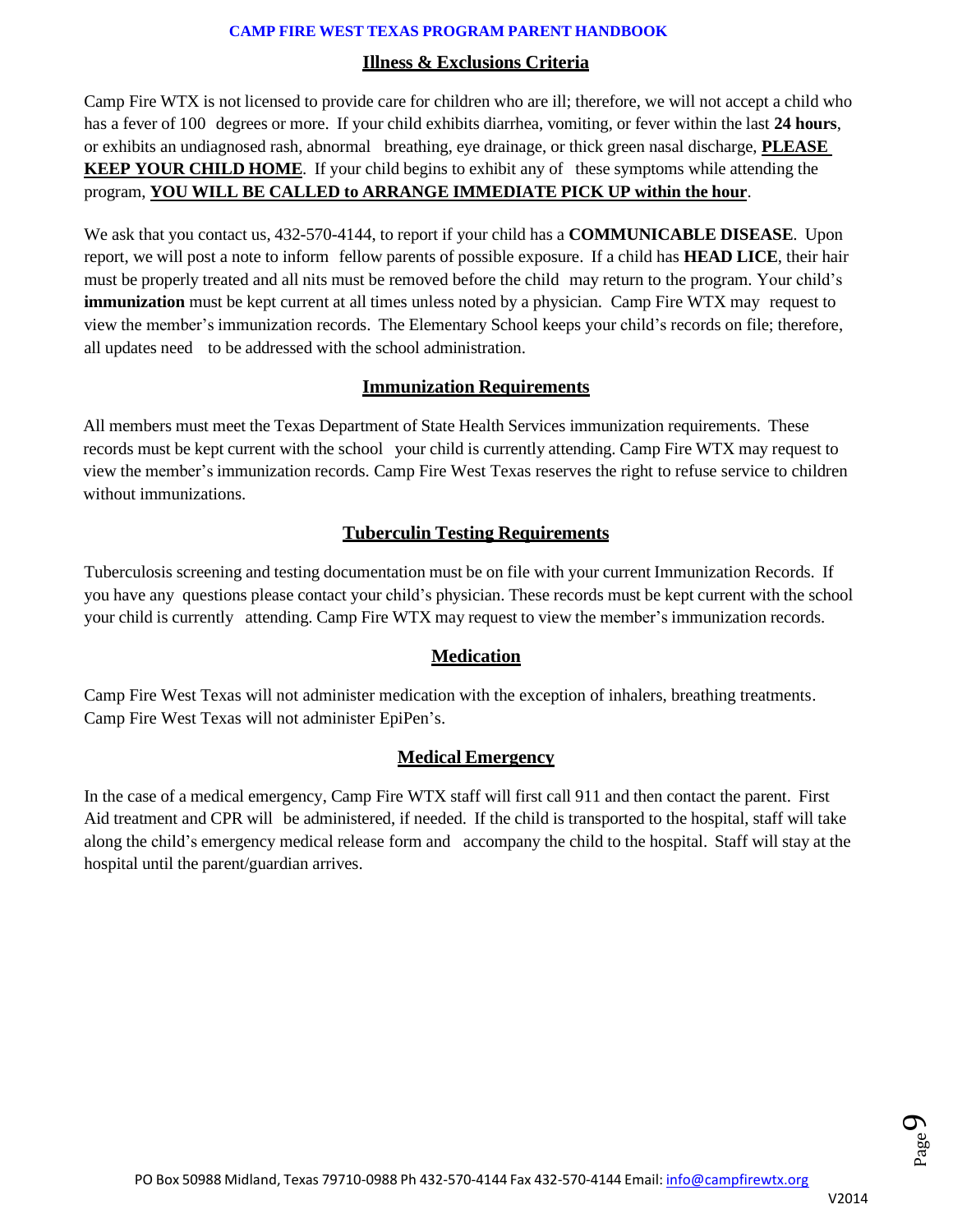## Illness & Exclusions Criteria

Camp Fire WTX is not licensed to provide care for children who are ill; therefore, we will not accept a child who has a fever of 100 degrees or more. If your child exhibits diarrhea, vomiting, or fever within the last **24 hours**, or exhibits an undiagnosed rash, abnormal breathing, eye drainage, or thick green nasal discharge, **PLEASE KEEP YOUR CHILD HOME**. If your child begins to exhibit any of these symptoms while attending the program, **YOU WILL BE CALLED to ARRANGE IMMEDIATE PICK UP within the hour**.

We ask that you contact us, 432-570-4144, to report if your child has a **COMMUNICABLE DISEASE**. Upon report, we will post a note to inform fellow parents of possible exposure. If a child has **HEAD LICE**, their hair must be properly treated and all nits must be removed before the child may return to the program. Your child's **immunization** must be kept current at all times unless noted by a physician. Camp Fire WTX may request to view the member's immunization records. The Elementary School keeps your child's records on file; therefore, all updates need to be addressed with the school administration.

## Immunization Requirements

All members must meet the Texas Department of State Health Services immunization requirements. These records must be kept current with the school your child is currently attending. Camp Fire WTX may request to view the member's immunization records. Camp Fire West Texas reserves the right to refuse service to children without immunizations.

## Tuberculin Testing Requirements

Tuberculosis screening and testing documentation must be on file with your current Immunization Records. If you have any questions please contact your child's physician. These records must be kept current with the school your child is currently attending. Camp Fire WTX may request to view the member's immunization records.

## Medication

Camp Fire West Texas will not administer medication with the exception of inhalers, breathing treatments. Camp Fire West Texas will not administer EpiPen's.

## Medical Emergency

In the case of a medical emergency, Camp Fire WTX staff will first call 911 and then contact the parent. First Aid treatment and CPR will be administered, if needed. If the child is transported to the hospital, staff will take along the child's emergency medical release form and accompany the child to the hospital. Staff will stay at the hospital until the parent/guardian arrives.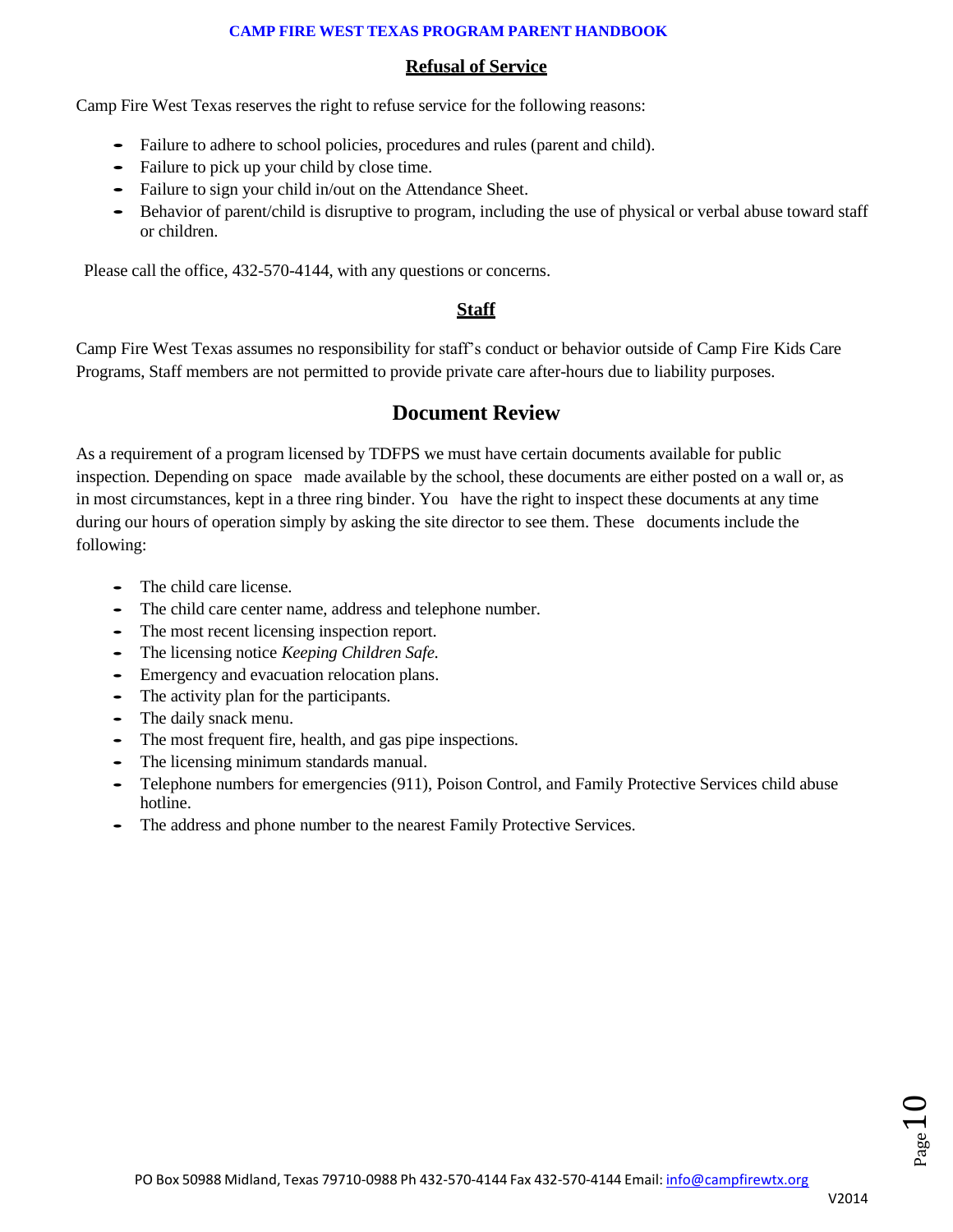## Refusal of Service

Camp Fire West Texas reserves the right to refuse service for the following reasons:

- Failure to adhere to school policies, procedures and rules (parent and child).
- Failure to pick up your child by close time.
- Failure to sign your child in/out on the Attendance Sheet.
- Behavior of parent/child is disruptive to program, including the use of physical or verbal abuse toward staff or children.

Please call the office, 432-570-4144, with any questions or concerns.

## Staff

Camp Fire West Texas assumes no responsibility for staff's conduct or behavior outside of Camp Fire Kids Care Programs, Staff members are not permitted to provide private care after-hours due to liability purposes.

## Document Review

As a requirement of a program licensed by TDFPS we must have certain documents available for public inspection. Depending on space made available by the school, these documents are either posted on a wall or, as in most circumstances, kept in a three ring binder. You have the right to inspect these documents at any time during our hours of operation simply by asking the site director to see them. These documents include the following:

- The child care license.
- The child care center name, address and telephone number.
- The most recent licensing inspection report.
- The licensing notice *Keeping Children Safe.*
- Emergency and evacuation relocation plans.
- The activity plan for the participants.
- The daily snack menu.
- The most frequent fire, health, and gas pipe inspections.
- The licensing minimum standards manual.
- Telephone numbers for emergencies (911), Poison Control, and Family Protective Services child abuse hotline.
- The address and phone number to the nearest Family Protective Services.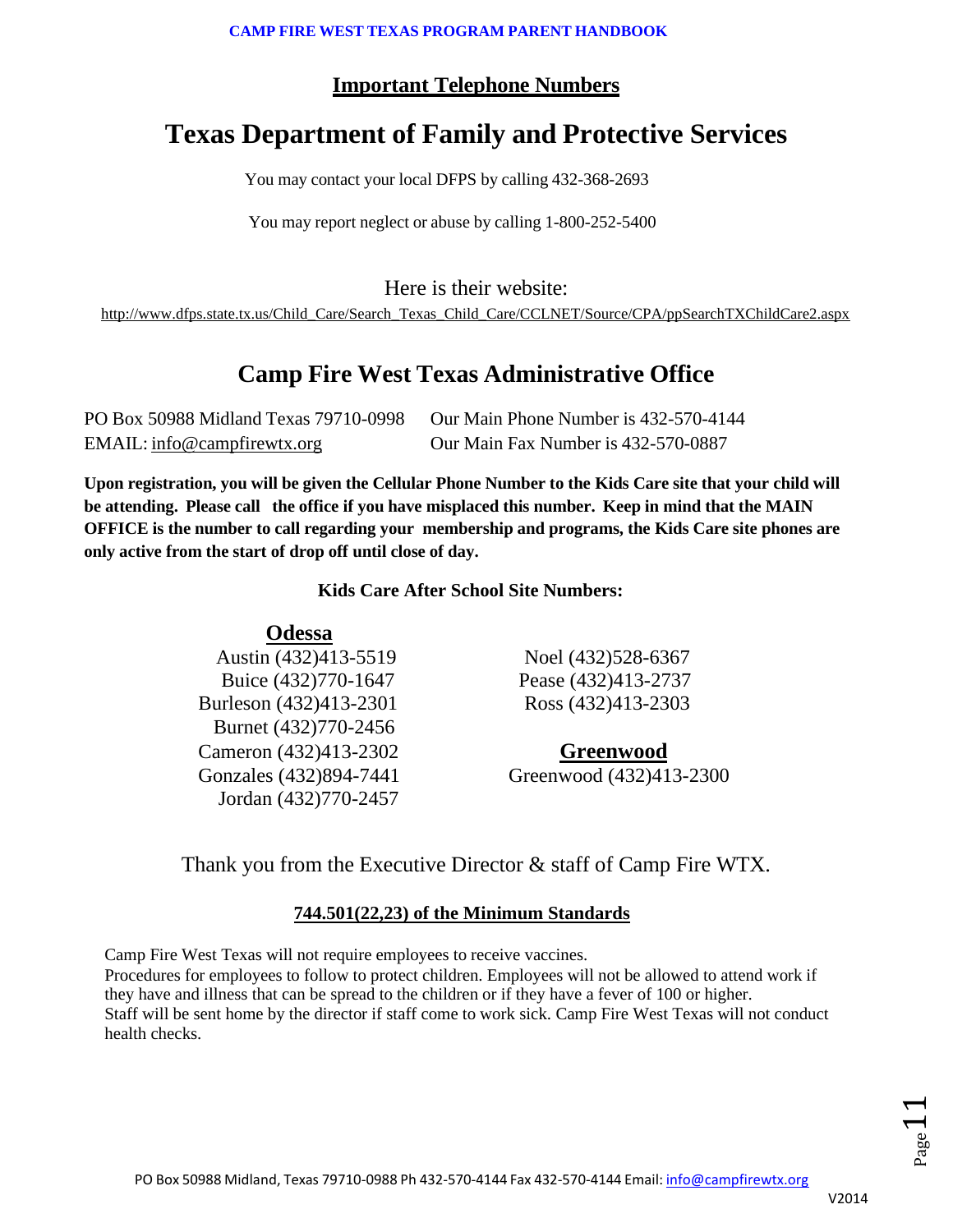## Important Telephone Numbers

# Texas Department of Family and Protective Services

You may contact your local DFPS by calling 432-368-2693

You may report neglect or abuse by calling 1-800-252-5400

Here is their website:

http://www.dfps.state.tx.us/Child_Care/Search_Texas_Child_Care/CCLNET/Source/CPA/ppSearchTXChildCare2.aspx

# Camp Fire West Texas Administrative Office

PO Box 50988 Midland Texas 79710-0998 Our Main Phone Number is 432-570-4144

EMAIL: info@campfirewtx.org Our Main Fax Number is 432-570-0887

**Upon registration, you will be given the Cellular Phone Number to the Kids Care site that your child will be attending. Please call the office if you have misplaced this number. Keep in mind that the MAIN OFFICE is the number to call regarding your membership and programs, the Kids Care site phones are only active from the start of drop off until close of day.**

**Kids Care After School Site Numbers:**

**Odessa**

Austin (432)413-5519
Buice (432)770-1647
Burleson (432)413-2301
Burnet (432)770-2456
Cameron (432)413-2302
Gonzales (432)894-7441
Jordan (432)770-2457
Noel (432)528-6367
Pease (432)413-2737
Ross (432)413-2303

**Greenwood**

Greenwood (432)413-2300

Thank you from the Executive Director & staff of Camp Fire WTX.

**744.501(22,23) of the Minimum Standards**

Camp Fire West Texas will not require employees to receive vaccines.
Procedures for employees to follow to protect children. Employees will not be allowed to attend work if they have and illness that can be spread to the children or if they have a fever of 100 or higher.
Staff will be sent home by the director if staff come to work sick. Camp Fire West Texas will not conduct health checks.